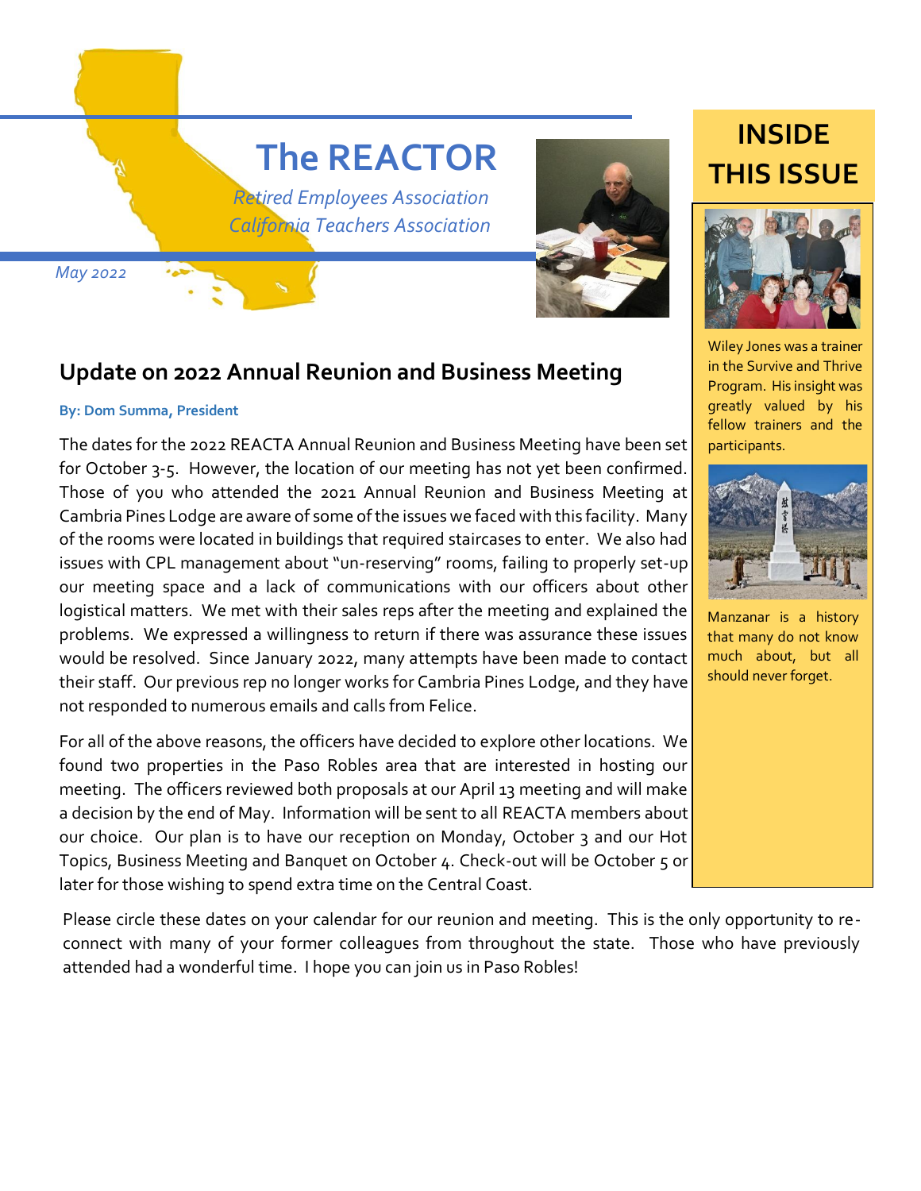# The REACTOR

*Retired Employees Association*
*California Teachers Association*

*May 2022*

## Update on 2022 Annual Reunion and Business Meeting

**By: Dom Summa, President**

The dates for the 2022 REACTA Annual Reunion and Business Meeting have been set for October 3-5. However, the location of our meeting has not yet been confirmed. Those of you who attended the 2021 Annual Reunion and Business Meeting at Cambria Pines Lodge are aware of some of the issues we faced with this facility. Many of the rooms were located in buildings that required staircases to enter. We also had issues with CPL management about "un-reserving" rooms, failing to properly set-up our meeting space and a lack of communications with our officers about other logistical matters. We met with their sales reps after the meeting and explained the problems. We expressed a willingness to return if there was assurance these issues would be resolved. Since January 2022, many attempts have been made to contact their staff. Our previous rep no longer works for Cambria Pines Lodge, and they have not responded to numerous emails and calls from Felice.

For all of the above reasons, the officers have decided to explore other locations. We found two properties in the Paso Robles area that are interested in hosting our meeting. The officers reviewed both proposals at our April 13 meeting and will make a decision by the end of May. Information will be sent to all REACTA members about our choice. Our plan is to have our reception on Monday, October 3 and our Hot Topics, Business Meeting and Banquet on October 4. Check-out will be October 5 or later for those wishing to spend extra time on the Central Coast.

Please circle these dates on your calendar for our reunion and meeting. This is the only opportunity to re-connect with many of your former colleagues from throughout the state. Those who have previously attended had a wonderful time. I hope you can join us in Paso Robles!

## INSIDE THIS ISSUE

Wiley Jones was a trainer in the Survive and Thrive Program. His insight was greatly valued by his fellow trainers and the participants.

Manzanar is a history that many do not know much about, but all should never forget.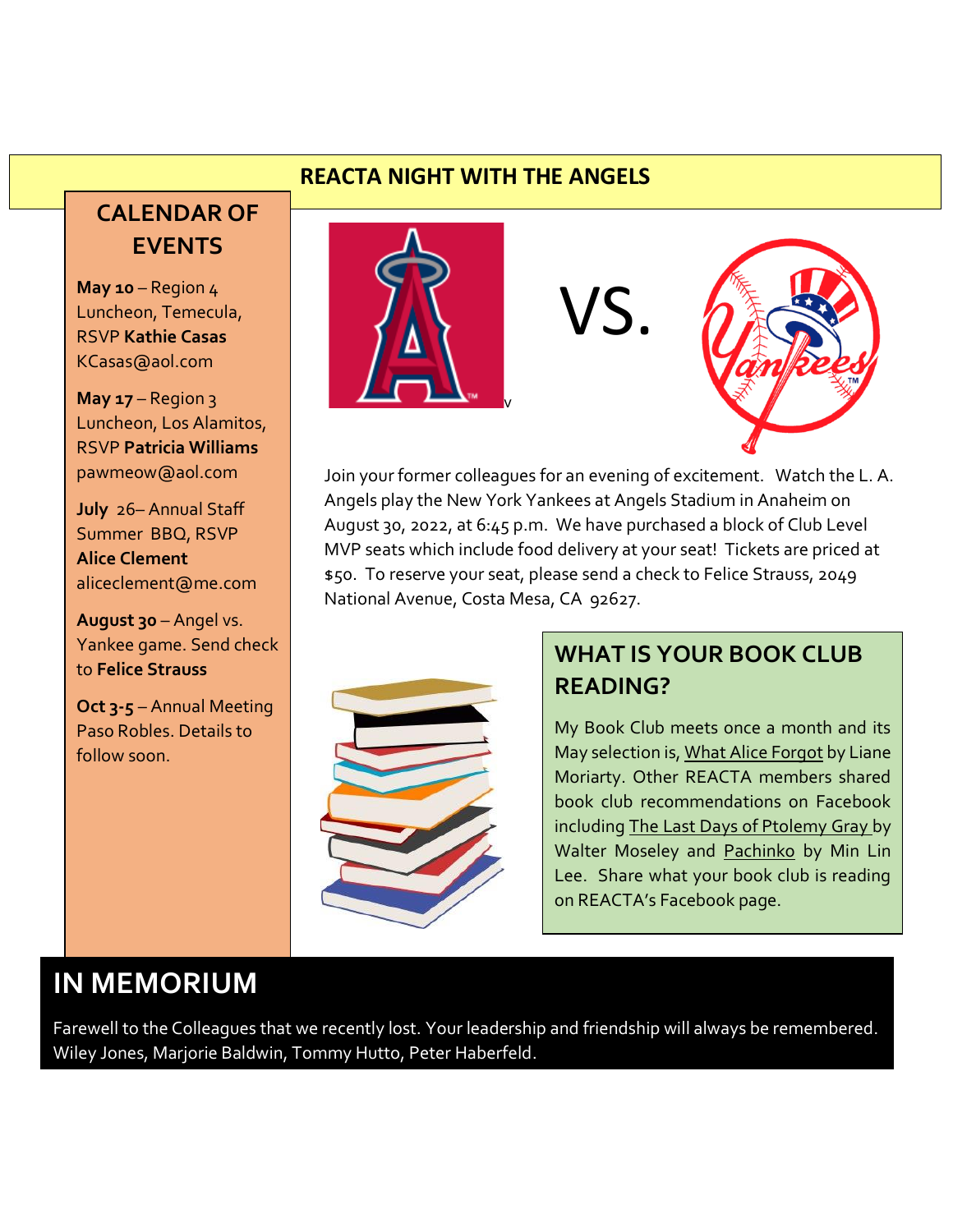## REACTA NIGHT WITH THE ANGELS

VS.

Join your former colleagues for an evening of excitement. Watch the L. A. Angels play the New York Yankees at Angels Stadium in Anaheim on August 30, 2022, at 6:45 p.m. We have purchased a block of Club Level MVP seats which include food delivery at your seat! Tickets are priced at $50. To reserve your seat, please send a check to Felice Strauss, 2049 National Avenue, Costa Mesa, CA 92627.

## CALENDAR OF EVENTS

**May 10** – Region 4 Luncheon, Temecula, RSVP **Kathie Casas** KCasas@aol.com

**May 17** – Region 3 Luncheon, Los Alamitos, RSVP **Patricia Williams** pawmeow@aol.com

**July** 26– Annual Staff Summer BBQ, RSVP **Alice Clement** aliceclement@me.com

**August 30** – Angel vs. Yankee game. Send check to **Felice Strauss**

**Oct 3-5** – Annual Meeting Paso Robles. Details to follow soon.

## WHAT IS YOUR BOOK CLUB READING?

My Book Club meets once a month and its May selection is, What Alice Forgot by Liane Moriarty. Other REACTA members shared book club recommendations on Facebook including The Last Days of Ptolemy Gray by Walter Moseley and Pachinko by Min Lin Lee. Share what your book club is reading on REACTA's Facebook page.

## IN MEMORIUM

Farewell to the Colleagues that we recently lost. Your leadership and friendship will always be remembered. Wiley Jones, Marjorie Baldwin, Tommy Hutto, Peter Haberfeld.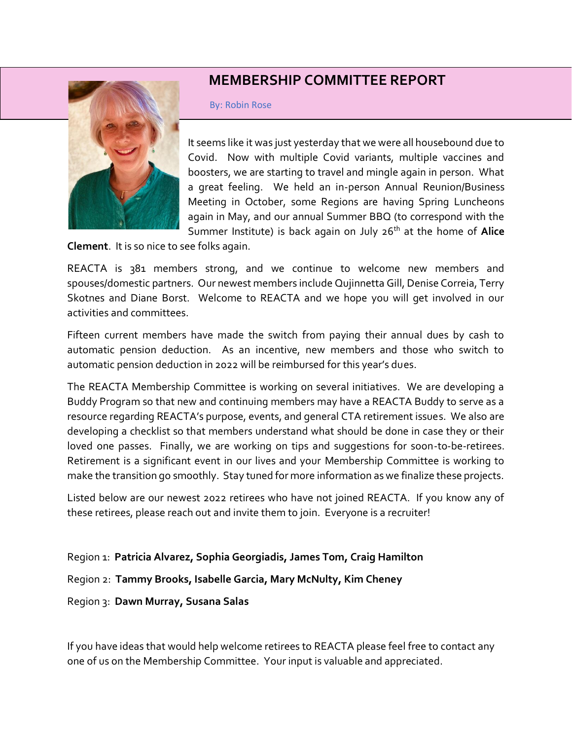## MEMBERSHIP COMMITTEE REPORT

By: Robin Rose

It seems like it was just yesterday that we were all housebound due to Covid. Now with multiple Covid variants, multiple vaccines and boosters, we are starting to travel and mingle again in person. What a great feeling. We held an in-person Annual Reunion/Business Meeting in October, some Regions are having Spring Luncheons again in May, and our annual Summer BBQ (to correspond with the Summer Institute) is back again on July 26th at the home of **Alice Clement**. It is so nice to see folks again.

REACTA is 381 members strong, and we continue to welcome new members and spouses/domestic partners. Our newest members include Qujinnetta Gill, Denise Correia, Terry Skotnes and Diane Borst. Welcome to REACTA and we hope you will get involved in our activities and committees.

Fifteen current members have made the switch from paying their annual dues by cash to automatic pension deduction. As an incentive, new members and those who switch to automatic pension deduction in 2022 will be reimbursed for this year's dues.

The REACTA Membership Committee is working on several initiatives. We are developing a Buddy Program so that new and continuing members may have a REACTA Buddy to serve as a resource regarding REACTA's purpose, events, and general CTA retirement issues. We also are developing a checklist so that members understand what should be done in case they or their loved one passes. Finally, we are working on tips and suggestions for soon-to-be-retirees. Retirement is a significant event in our lives and your Membership Committee is working to make the transition go smoothly. Stay tuned for more information as we finalize these projects.

Listed below are our newest 2022 retirees who have not joined REACTA. If you know any of these retirees, please reach out and invite them to join. Everyone is a recruiter!

Region 1: **Patricia Alvarez, Sophia Georgiadis, James Tom, Craig Hamilton**

Region 2: **Tammy Brooks, Isabelle Garcia, Mary McNulty, Kim Cheney**

Region 3: **Dawn Murray, Susana Salas**

If you have ideas that would help welcome retirees to REACTA please feel free to contact any one of us on the Membership Committee. Your input is valuable and appreciated.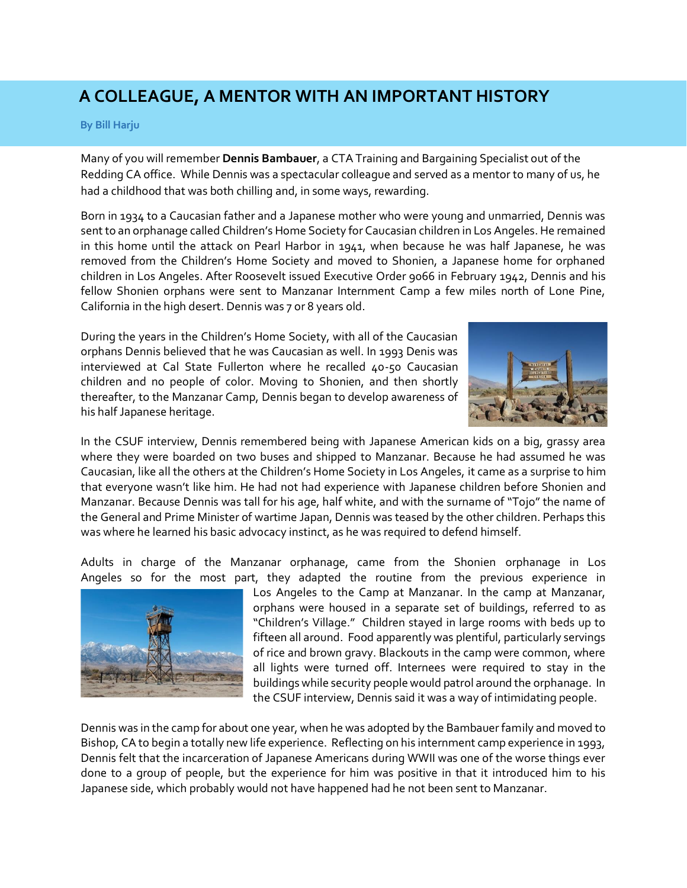# A COLLEAGUE, A MENTOR WITH AN IMPORTANT HISTORY

**By Bill Harju**

Many of you will remember **Dennis Bambauer**, a CTA Training and Bargaining Specialist out of the Redding CA office. While Dennis was a spectacular colleague and served as a mentor to many of us, he had a childhood that was both chilling and, in some ways, rewarding.

Born in 1934 to a Caucasian father and a Japanese mother who were young and unmarried, Dennis was sent to an orphanage called Children's Home Society for Caucasian children in Los Angeles. He remained in this home until the attack on Pearl Harbor in 1941, when because he was half Japanese, he was removed from the Children's Home Society and moved to Shonien, a Japanese home for orphaned children in Los Angeles. After Roosevelt issued Executive Order 9066 in February 1942, Dennis and his fellow Shonien orphans were sent to Manzanar Internment Camp a few miles north of Lone Pine, California in the high desert. Dennis was 7 or 8 years old.

During the years in the Children's Home Society, with all of the Caucasian orphans Dennis believed that he was Caucasian as well. In 1993 Denis was interviewed at Cal State Fullerton where he recalled 40-50 Caucasian children and no people of color. Moving to Shonien, and then shortly thereafter, to the Manzanar Camp, Dennis began to develop awareness of his half Japanese heritage.

In the CSUF interview, Dennis remembered being with Japanese American kids on a big, grassy area where they were boarded on two buses and shipped to Manzanar. Because he had assumed he was Caucasian, like all the others at the Children's Home Society in Los Angeles, it came as a surprise to him that everyone wasn't like him. He had not had experience with Japanese children before Shonien and Manzanar. Because Dennis was tall for his age, half white, and with the surname of "Tojo" the name of the General and Prime Minister of wartime Japan, Dennis was teased by the other children. Perhaps this was where he learned his basic advocacy instinct, as he was required to defend himself.

Adults in charge of the Manzanar orphanage, came from the Shonien orphanage in Los Angeles so for the most part, they adapted the routine from the previous experience in Los Angeles to the Camp at Manzanar. In the camp at Manzanar, orphans were housed in a separate set of buildings, referred to as "Children's Village." Children stayed in large rooms with beds up to fifteen all around. Food apparently was plentiful, particularly servings of rice and brown gravy. Blackouts in the camp were common, where all lights were turned off. Internees were required to stay in the buildings while security people would patrol around the orphanage. In the CSUF interview, Dennis said it was a way of intimidating people.

Dennis was in the camp for about one year, when he was adopted by the Bambauer family and moved to Bishop, CA to begin a totally new life experience. Reflecting on his internment camp experience in 1993, Dennis felt that the incarceration of Japanese Americans during WWII was one of the worse things ever done to a group of people, but the experience for him was positive in that it introduced him to his Japanese side, which probably would not have happened had he not been sent to Manzanar.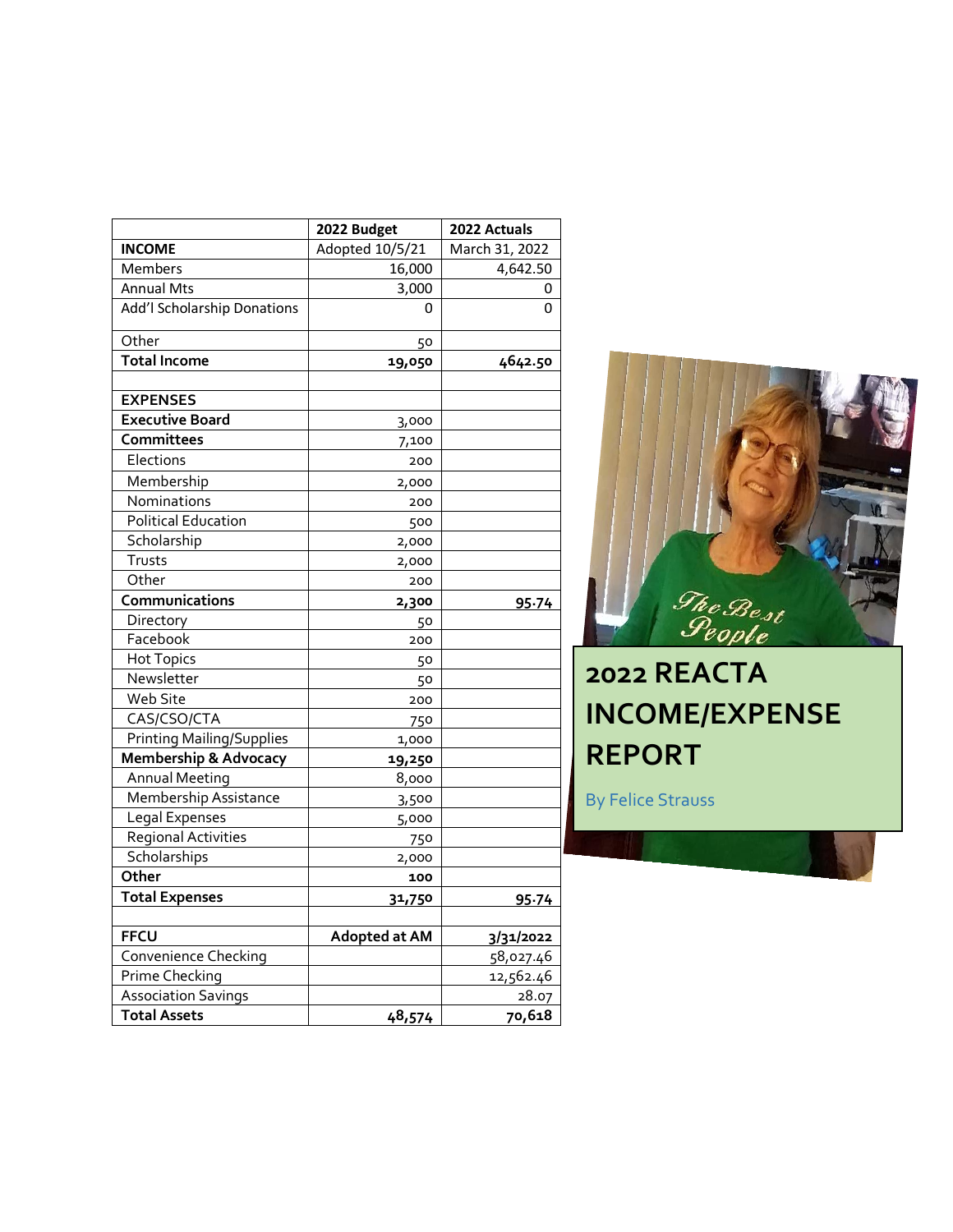# 2022 REACTA INCOME/EXPENSE REPORT

By Felice Strauss

| | 2022 Budget | 2022 Actuals |
|---|---|---|
| **INCOME** | Adopted 10/5/21 | March 31, 2022 |
| Members | 16,000 | 4,642.50 |
| Annual Mts | 3,000 | 0 |
| Add'l Scholarship Donations | 0 | 0 |
| Other | 50 | |
| **Total Income** | **19,050** | **4642.50** |
| | | |
| **EXPENSES** | | |
| **Executive Board** | 3,000 | |
| **Committees** | 7,100 | |
| Elections | 200 | |
| Membership | 2,000 | |
| Nominations | 200 | |
| Political Education | 500 | |
| Scholarship | 2,000 | |
| Trusts | 2,000 | |
| Other | 200 | |
| **Communications** | **2,300** | **95.74** |
| Directory | 50 | |
| Facebook | 200 | |
| Hot Topics | 50 | |
| Newsletter | 50 | |
| Web Site | 200 | |
| CAS/CSO/CTA | 750 | |
| Printing Mailing/Supplies | 1,000 | |
| **Membership & Advocacy** | **19,250** | |
| Annual Meeting | 8,000 | |
| Membership Assistance | 3,500 | |
| Legal Expenses | 5,000 | |
| Regional Activities | 750 | |
| Scholarships | 2,000 | |
| **Other** | **100** | |
| **Total Expenses** | **31,750** | **95.74** |
| | | |
| **FFCU** | **Adopted at AM** | **3/31/2022** |
| Convenience Checking | | 58,027.46 |
| Prime Checking | | 12,562.46 |
| Association Savings | | 28.07 |
| **Total Assets** | **48,574** | **70,618** |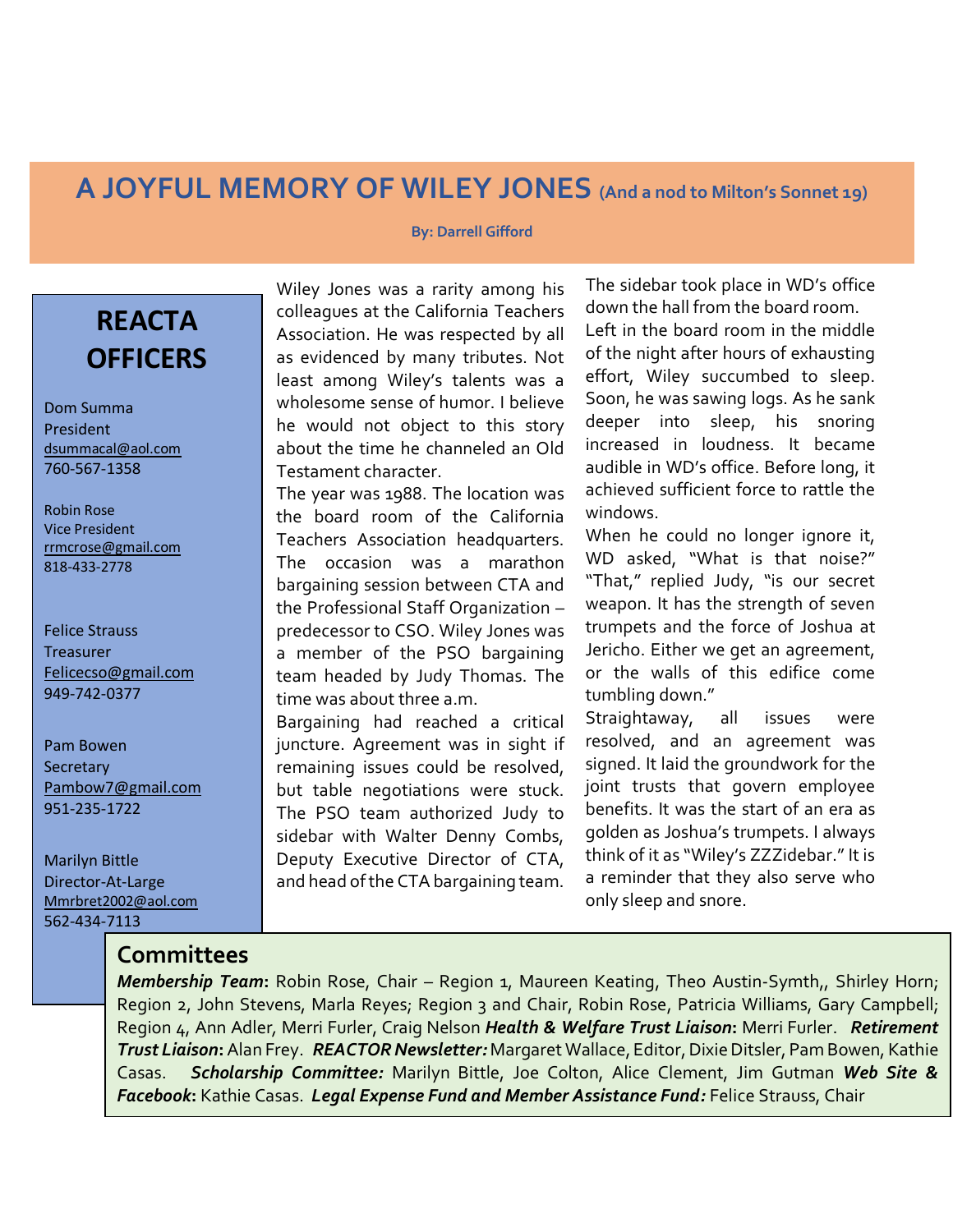# A JOYFUL MEMORY OF WILEY JONES (And a nod to Milton's Sonnet 19)

**By: Darrell Gifford**

Wiley Jones was a rarity among his colleagues at the California Teachers Association. He was respected by all as evidenced by many tributes. Not least among Wiley's talents was a wholesome sense of humor. I believe he would not object to this story about the time he channeled an Old Testament character.

The year was 1988. The location was the board room of the California Teachers Association headquarters. The occasion was a marathon bargaining session between CTA and the Professional Staff Organization – predecessor to CSO. Wiley Jones was a member of the PSO bargaining team headed by Judy Thomas. The time was about three a.m.

Bargaining had reached a critical juncture. Agreement was in sight if remaining issues could be resolved, but table negotiations were stuck. The PSO team authorized Judy to sidebar with Walter Denny Combs, Deputy Executive Director of CTA, and head of the CTA bargaining team. The sidebar took place in WD's office down the hall from the board room.

Left in the board room in the middle of the night after hours of exhausting effort, Wiley succumbed to sleep. Soon, he was sawing logs. As he sank deeper into sleep, his snoring increased in loudness. It became audible in WD's office. Before long, it achieved sufficient force to rattle the windows.

When he could no longer ignore it, WD asked, "What is that noise?" "That," replied Judy, "is our secret weapon. It has the strength of seven trumpets and the force of Joshua at Jericho. Either we get an agreement, or the walls of this edifice come tumbling down."

Straightaway, all issues were resolved, and an agreement was signed. It laid the groundwork for the joint trusts that govern employee benefits. It was the start of an era as golden as Joshua's trumpets. I always think of it as "Wiley's ZZZidebar." It is a reminder that they also serve who only sleep and snore.

## REACTA OFFICERS

Dom Summa
President
dsummacal@aol.com
760-567-1358

Robin Rose
Vice President
rrmcrose@gmail.com
818-433-2778

Felice Strauss
Treasurer
Felicecso@gmail.com
949-742-0377

Pam Bowen
Secretary
Pambow7@gmail.com
951-235-1722

Marilyn Bittle
Director-At-Large
Mmrbret2002@aol.com
562-434-7113

## Committees

***Membership Team*:** Robin Rose, Chair – Region 1, Maureen Keating, Theo Austin-Symth,, Shirley Horn; Region 2, John Stevens, Marla Reyes; Region 3 and Chair, Robin Rose, Patricia Williams, Gary Campbell; Region 4, Ann Adler, Merri Furler, Craig Nelson ***Health & Welfare Trust Liaison*:** Merri Furler. ***Retirement Trust Liaison*:** Alan Frey. ***REACTOR Newsletter:*** Margaret Wallace, Editor, Dixie Ditsler, Pam Bowen, Kathie Casas. ***Scholarship Committee:*** Marilyn Bittle, Joe Colton, Alice Clement, Jim Gutman ***Web Site & Facebook*:** Kathie Casas. ***Legal Expense Fund and Member Assistance Fund:*** Felice Strauss, Chair